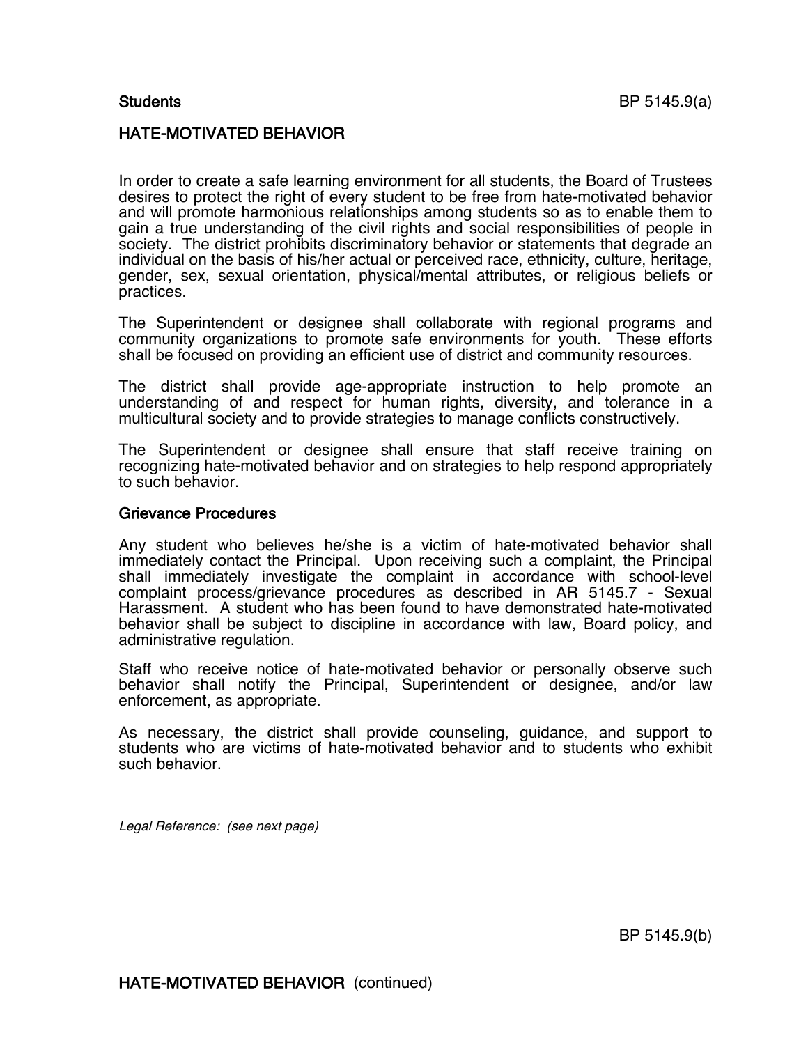**Students** BP 5145.9(a)

## HATE-MOTIVATED BEHAVIOR

In order to create a safe learning environment for all students, the Board of Trustees desires to protect the right of every student to be free from hate-motivated behavior and will promote harmonious relationships among students so as to enable them to gain a true understanding of the civil rights and social responsibilities of people in society. The district prohibits discriminatory behavior or statements that degrade an individual on the basis of his/her actual or perceived race, ethnicity, culture, heritage, gender, sex, sexual orientation, physical/mental attributes, or religious beliefs or practices.

The Superintendent or designee shall collaborate with regional programs and community organizations to promote safe environments for youth. These efforts shall be focused on providing an efficient use of district and community resources.

The district shall provide age-appropriate instruction to help promote an understanding of and respect for human rights, diversity, and tolerance in a multicultural society and to provide strategies to manage conflicts constructively.

The Superintendent or designee shall ensure that staff receive training on recognizing hate-motivated behavior and on strategies to help respond appropriately to such behavior.

### Grievance Procedures

Any student who believes he/she is a victim of hate-motivated behavior shall immediately contact the Principal. Upon receiving such a complaint, the Principal shall immediately investigate the complaint in accordance with school-level complaint process/grievance procedures as described in AR 5145.7 - Sexual Harassment. A student who has been found to have demonstrated hate-motivated behavior shall be subject to discipline in accordance with law, Board policy, and administrative regulation.

Staff who receive notice of hate-motivated behavior or personally observe such behavior shall notify the Principal, Superintendent or designee, and/or law enforcement, as appropriate.

As necessary, the district shall provide counseling, guidance, and support to students who are victims of hate-motivated behavior and to students who exhibit such behavior.

*Legal Reference: (see next page)*

BP 5145.9(b)

**HATE-MOTIVATED BEHAVIOR** (continued)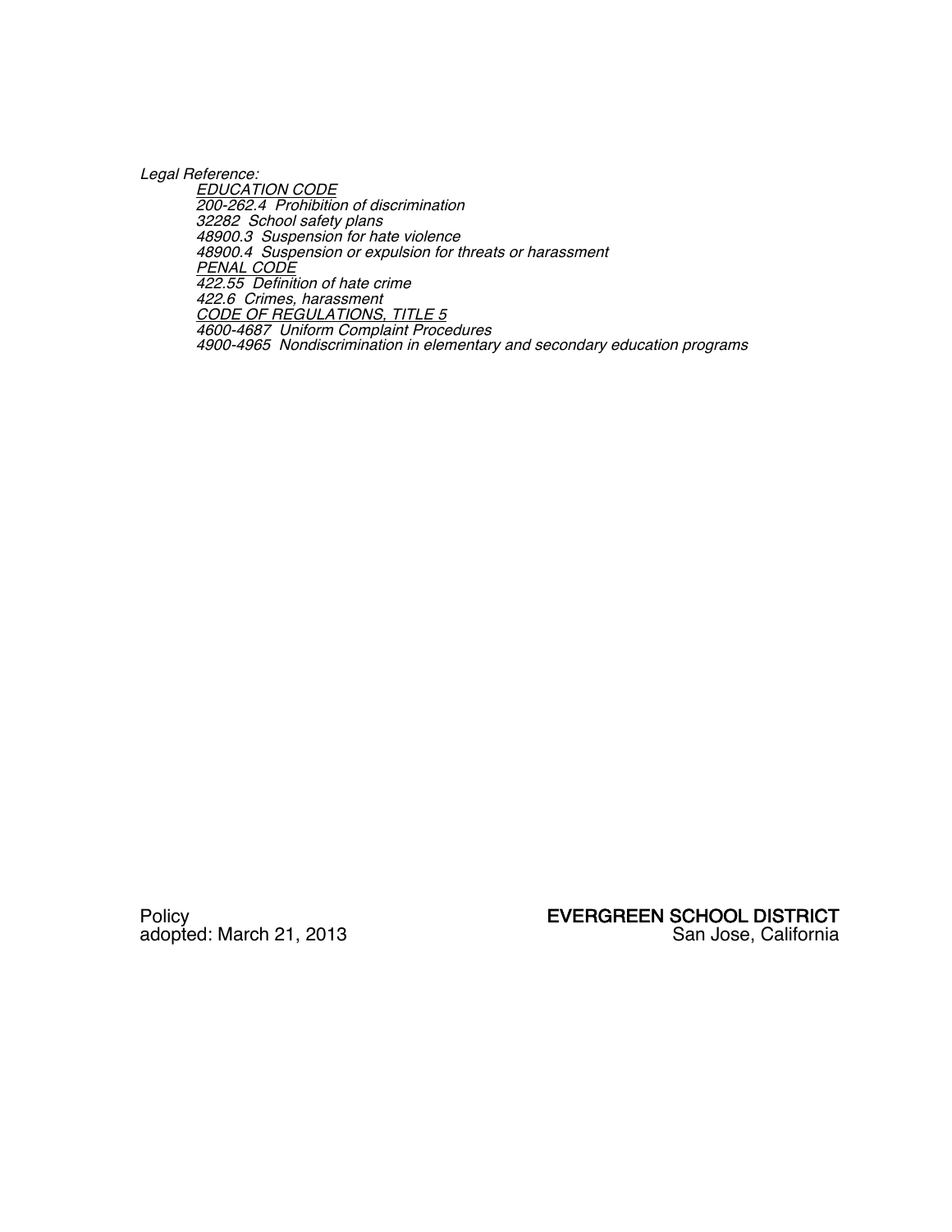*Legal Reference:*

*EDUCATION CODE*

*200-262.4 Prohibition of discrimination*

*32282 School safety plans*

*48900.3 Suspension for hate violence*

*48900.4 Suspension or expulsion for threats or harassment*

*PENAL CODE*

*422.55 Definition of hate crime*

*422.6 Crimes, harassment*

*CODE OF REGULATIONS, TITLE 5*

*4600-4687 Uniform Complaint Procedures*

*4900-4965 Nondiscrimination in elementary and secondary education programs*

Policy
adopted: March 21, 2013

**EVERGREEN SCHOOL DISTRICT**
San Jose, California